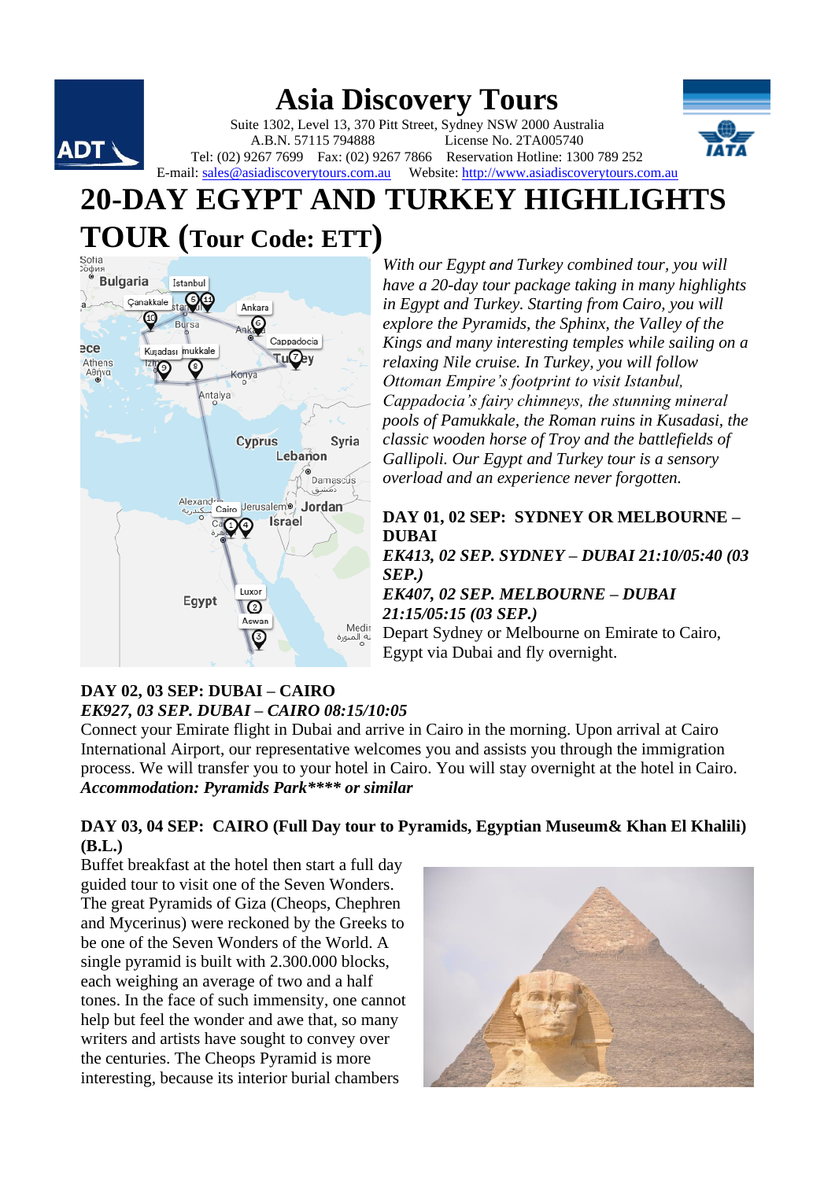# Asia Discovery Tours

Suite 1302, Level 13, 370 Pitt Street, Sydney NSW 2000 Australia
A.B.N. 57115 794888 License No. 2TA005740
Tel: (02) 9267 7699 Fax: (02) 9267 7866 Reservation Hotline: 1300 789 252
E-mail: sales@asiadiscoverytours.com.au Website: http://www.asiadiscoverytours.com.au

# 20-DAY EGYPT AND TURKEY HIGHLIGHTS TOUR (Tour Code: ETT)

*With our Egypt and Turkey combined tour, you will have a 20-day tour package taking in many highlights in Egypt and Turkey. Starting from Cairo, you will explore the Pyramids, the Sphinx, the Valley of the Kings and many interesting temples while sailing on a relaxing Nile cruise. In Turkey, you will follow Ottoman Empire's footprint to visit Istanbul, Cappadocia's fairy chimneys, the stunning mineral pools of Pamukkale, the Roman ruins in Kusadasi, the classic wooden horse of Troy and the battlefields of Gallipoli. Our Egypt and Turkey tour is a sensory overload and an experience never forgotten.*

**DAY 01, 02 SEP: SYDNEY OR MELBOURNE – DUBAI**

***EK413, 02 SEP. SYDNEY – DUBAI 21:10/05:40 (03 SEP.)***

***EK407, 02 SEP. MELBOURNE – DUBAI 21:15/05:15 (03 SEP.)***

Depart Sydney or Melbourne on Emirate to Cairo, Egypt via Dubai and fly overnight.

**DAY 02, 03 SEP: DUBAI – CAIRO**

***EK927, 03 SEP. DUBAI – CAIRO 08:15/10:05***

Connect your Emirate flight in Dubai and arrive in Cairo in the morning. Upon arrival at Cairo International Airport, our representative welcomes you and assists you through the immigration process. We will transfer you to your hotel in Cairo. You will stay overnight at the hotel in Cairo.

***Accommodation: Pyramids Park\*\*\*\* or similar***

**DAY 03, 04 SEP: CAIRO (Full Day tour to Pyramids, Egyptian Museum& Khan El Khalili) (B.L.)**

Buffet breakfast at the hotel then start a full day guided tour to visit one of the Seven Wonders. The great Pyramids of Giza (Cheops, Chephren and Mycerinus) were reckoned by the Greeks to be one of the Seven Wonders of the World. A single pyramid is built with 2.300.000 blocks, each weighing an average of two and a half tones. In the face of such immensity, one cannot help but feel the wonder and awe that, so many writers and artists have sought to convey over the centuries. The Cheops Pyramid is more interesting, because its interior burial chambers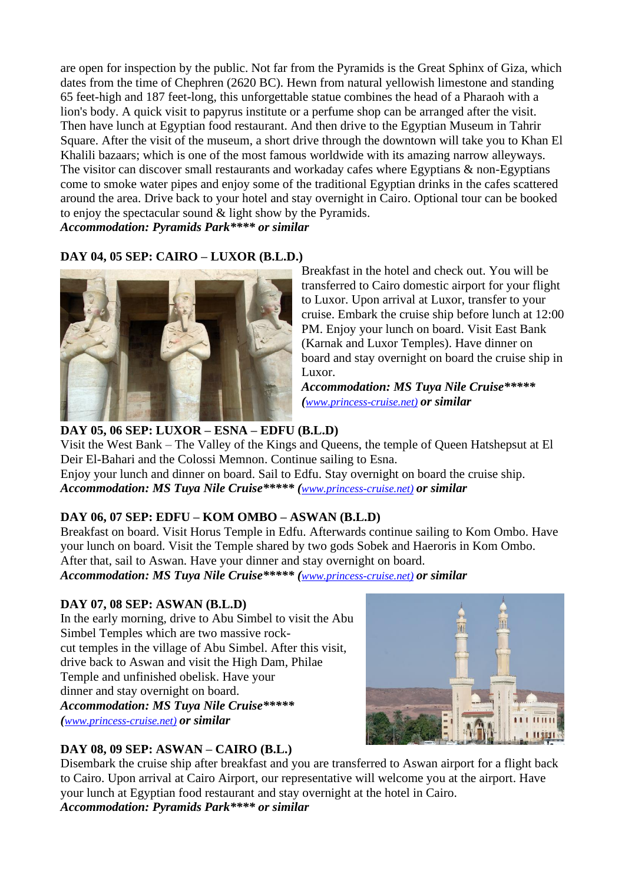are open for inspection by the public. Not far from the Pyramids is the Great Sphinx of Giza, which dates from the time of Chephren (2620 BC). Hewn from natural yellowish limestone and standing 65 feet-high and 187 feet-long, this unforgettable statue combines the head of a Pharaoh with a lion's body. A quick visit to papyrus institute or a perfume shop can be arranged after the visit. Then have lunch at Egyptian food restaurant. And then drive to the Egyptian Museum in Tahrir Square. After the visit of the museum, a short drive through the downtown will take you to Khan El Khalili bazaars; which is one of the most famous worldwide with its amazing narrow alleyways. The visitor can discover small restaurants and workaday cafes where Egyptians & non-Egyptians come to smoke water pipes and enjoy some of the traditional Egyptian drinks in the cafes scattered around the area. Drive back to your hotel and stay overnight in Cairo. Optional tour can be booked to enjoy the spectacular sound & light show by the Pyramids.

***Accommodation: Pyramids Park\*\*\*\* or similar***

**DAY 04, 05 SEP: CAIRO – LUXOR (B.L.D.)**

Breakfast in the hotel and check out. You will be transferred to Cairo domestic airport for your flight to Luxor. Upon arrival at Luxor, transfer to your cruise. Embark the cruise ship before lunch at 12:00 PM. Enjoy your lunch on board. Visit East Bank (Karnak and Luxor Temples). Have dinner on board and stay overnight on board the cruise ship in Luxor.

***Accommodation: MS Tuya Nile Cruise\*\*\*\*\* (www.princess-cruise.net) or similar***

**DAY 05, 06 SEP: LUXOR – ESNA – EDFU (B.L.D)**

Visit the West Bank – The Valley of the Kings and Queens, the temple of Queen Hatshepsut at El Deir El-Bahari and the Colossi Memnon. Continue sailing to Esna.
Enjoy your lunch and dinner on board. Sail to Edfu. Stay overnight on board the cruise ship.

***Accommodation: MS Tuya Nile Cruise\*\*\*\*\* (www.princess-cruise.net) or similar***

**DAY 06, 07 SEP: EDFU – KOM OMBO – ASWAN (B.L.D)**

Breakfast on board. Visit Horus Temple in Edfu. Afterwards continue sailing to Kom Ombo. Have your lunch on board. Visit the Temple shared by two gods Sobek and Haeroris in Kom Ombo. After that, sail to Aswan. Have your dinner and stay overnight on board.

***Accommodation: MS Tuya Nile Cruise\*\*\*\*\* (www.princess-cruise.net) or similar***

**DAY 07, 08 SEP: ASWAN (B.L.D)**

In the early morning, drive to Abu Simbel to visit the Abu Simbel Temples which are two massive rock-cut temples in the village of Abu Simbel. After this visit, drive back to Aswan and visit the High Dam, Philae Temple and unfinished obelisk. Have your dinner and stay overnight on board.

***Accommodation: MS Tuya Nile Cruise\*\*\*\*\* (www.princess-cruise.net) or similar***

**DAY 08, 09 SEP: ASWAN – CAIRO (B.L.)**

Disembark the cruise ship after breakfast and you are transferred to Aswan airport for a flight back to Cairo. Upon arrival at Cairo Airport, our representative will welcome you at the airport. Have your lunch at Egyptian food restaurant and stay overnight at the hotel in Cairo.

***Accommodation: Pyramids Park\*\*\*\* or similar***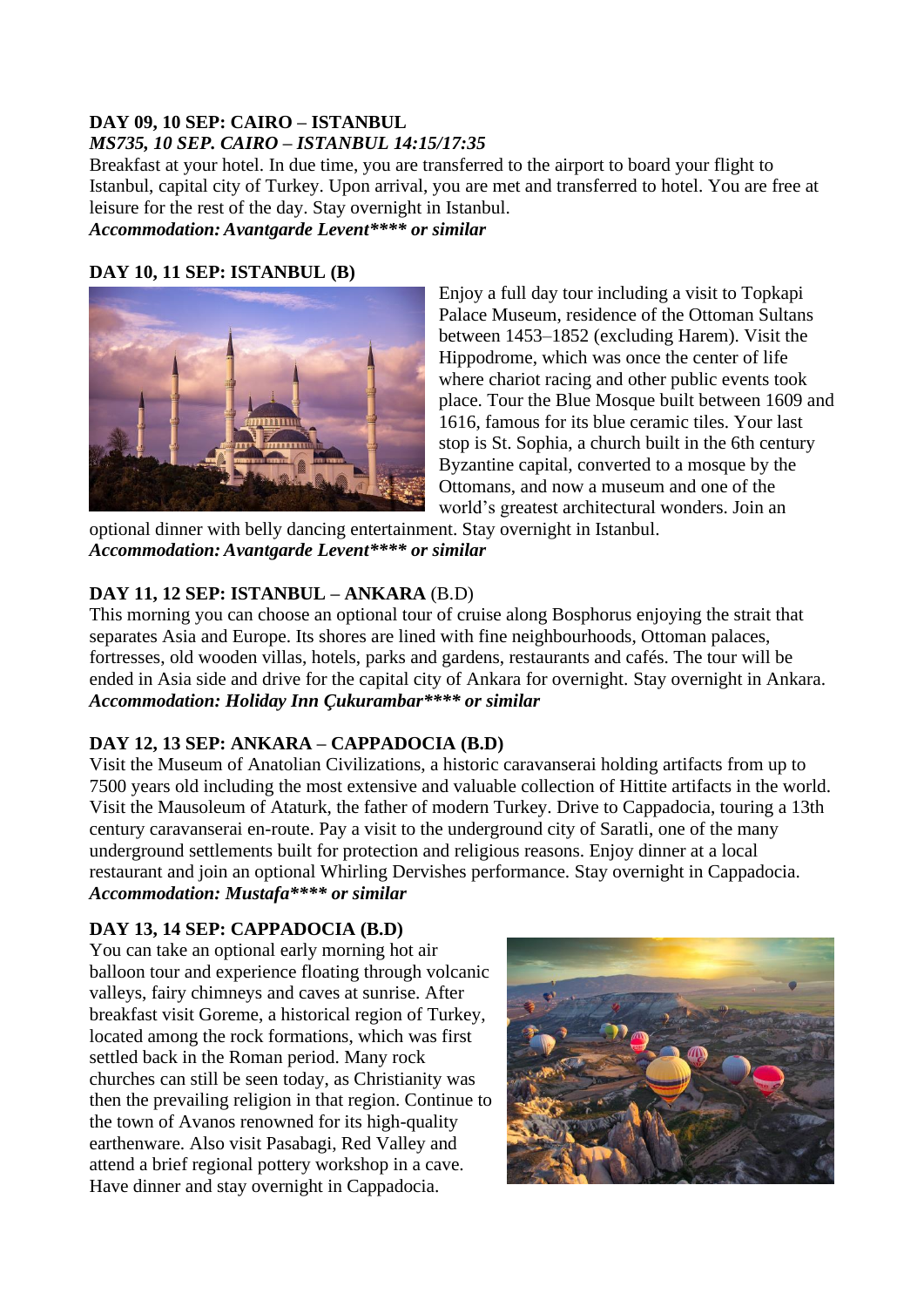**DAY 09, 10 SEP: CAIRO – ISTANBUL**
***MS735, 10 SEP. CAIRO – ISTANBUL 14:15/17:35***
Breakfast at your hotel. In due time, you are transferred to the airport to board your flight to Istanbul, capital city of Turkey. Upon arrival, you are met and transferred to hotel. You are free at leisure for the rest of the day. Stay overnight in Istanbul.
***Accommodation: Avantgarde Levent\*\*\*\* or similar***

**DAY 10, 11 SEP: ISTANBUL (B)**

Enjoy a full day tour including a visit to Topkapi Palace Museum, residence of the Ottoman Sultans between 1453–1852 (excluding Harem). Visit the Hippodrome, which was once the center of life where chariot racing and other public events took place. Tour the Blue Mosque built between 1609 and 1616, famous for its blue ceramic tiles. Your last stop is St. Sophia, a church built in the 6th century Byzantine capital, converted to a mosque by the Ottomans, and now a museum and one of the world's greatest architectural wonders. Join an optional dinner with belly dancing entertainment. Stay overnight in Istanbul.
***Accommodation: Avantgarde Levent\*\*\*\* or similar***

**DAY 11, 12 SEP: ISTANBUL – ANKARA** (B.D)
This morning you can choose an optional tour of cruise along Bosphorus enjoying the strait that separates Asia and Europe. Its shores are lined with fine neighbourhoods, Ottoman palaces, fortresses, old wooden villas, hotels, parks and gardens, restaurants and cafés. The tour will be ended in Asia side and drive for the capital city of Ankara for overnight. Stay overnight in Ankara.
***Accommodation: Holiday Inn Çukurambar\*\*\*\* or similar***

**DAY 12, 13 SEP: ANKARA – CAPPADOCIA (B.D)**
Visit the Museum of Anatolian Civilizations, a historic caravanserai holding artifacts from up to 7500 years old including the most extensive and valuable collection of Hittite artifacts in the world. Visit the Mausoleum of Ataturk, the father of modern Turkey. Drive to Cappadocia, touring a 13th century caravanserai en-route. Pay a visit to the underground city of Saratli, one of the many underground settlements built for protection and religious reasons. Enjoy dinner at a local restaurant and join an optional Whirling Dervishes performance. Stay overnight in Cappadocia.
***Accommodation: Mustafa\*\*\*\* or similar***

**DAY 13, 14 SEP: CAPPADOCIA (B.D)**
You can take an optional early morning hot air balloon tour and experience floating through volcanic valleys, fairy chimneys and caves at sunrise. After breakfast visit Goreme, a historical region of Turkey, located among the rock formations, which was first settled back in the Roman period. Many rock churches can still be seen today, as Christianity was then the prevailing religion in that region. Continue to the town of Avanos renowned for its high-quality earthenware. Also visit Pasabagi, Red Valley and attend a brief regional pottery workshop in a cave. Have dinner and stay overnight in Cappadocia.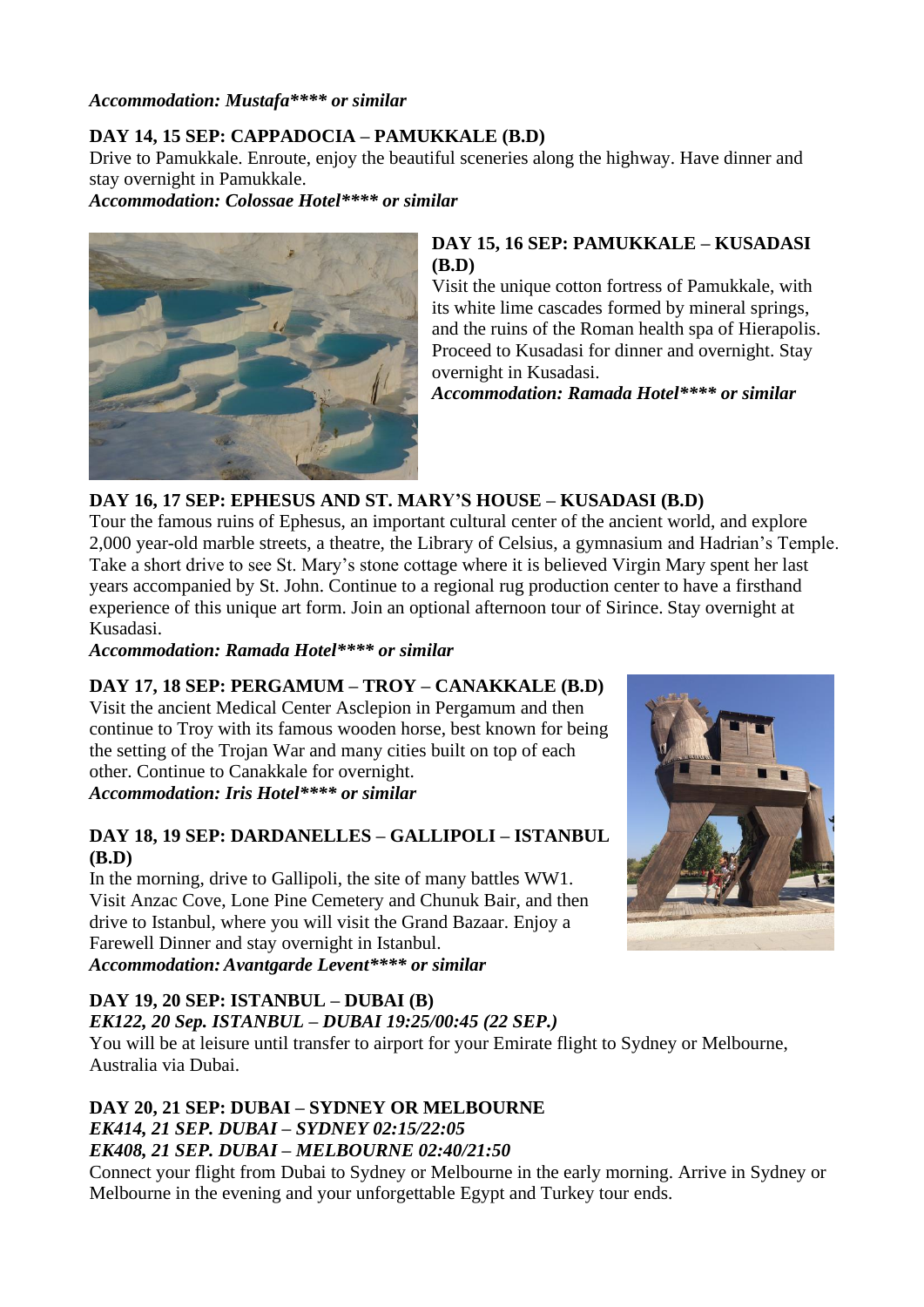***Accommodation: Mustafa\*\*\*\* or similar***

**DAY 14, 15 SEP: CAPPADOCIA – PAMUKKALE (B.D)**

Drive to Pamukkale. Enroute, enjoy the beautiful sceneries along the highway. Have dinner and stay overnight in Pamukkale.

***Accommodation: Colossae Hotel\*\*\*\* or similar***

**DAY 15, 16 SEP: PAMUKKALE – KUSADASI (B.D)**

Visit the unique cotton fortress of Pamukkale, with its white lime cascades formed by mineral springs, and the ruins of the Roman health spa of Hierapolis. Proceed to Kusadasi for dinner and overnight. Stay overnight in Kusadasi.

***Accommodation: Ramada Hotel\*\*\*\* or similar***

**DAY 16, 17 SEP: EPHESUS AND ST. MARY'S HOUSE – KUSADASI (B.D)**

Tour the famous ruins of Ephesus, an important cultural center of the ancient world, and explore 2,000 year-old marble streets, a theatre, the Library of Celsius, a gymnasium and Hadrian's Temple. Take a short drive to see St. Mary's stone cottage where it is believed Virgin Mary spent her last years accompanied by St. John. Continue to a regional rug production center to have a firsthand experience of this unique art form. Join an optional afternoon tour of Sirince. Stay overnight at Kusadasi.

***Accommodation: Ramada Hotel\*\*\*\* or similar***

**DAY 17, 18 SEP: PERGAMUM – TROY – CANAKKALE (B.D)**

Visit the ancient Medical Center Asclepion in Pergamum and then continue to Troy with its famous wooden horse, best known for being the setting of the Trojan War and many cities built on top of each other. Continue to Canakkale for overnight.

***Accommodation: Iris Hotel\*\*\*\* or similar***

**DAY 18, 19 SEP: DARDANELLES – GALLIPOLI – ISTANBUL (B.D)**

In the morning, drive to Gallipoli, the site of many battles WW1. Visit Anzac Cove, Lone Pine Cemetery and Chunuk Bair, and then drive to Istanbul, where you will visit the Grand Bazaar. Enjoy a Farewell Dinner and stay overnight in Istanbul.

***Accommodation: Avantgarde Levent\*\*\*\* or similar***

**DAY 19, 20 SEP: ISTANBUL – DUBAI (B)**

***EK122, 20 Sep. ISTANBUL – DUBAI 19:25/00:45 (22 SEP.)***

You will be at leisure until transfer to airport for your Emirate flight to Sydney or Melbourne, Australia via Dubai.

**DAY 20, 21 SEP: DUBAI – SYDNEY OR MELBOURNE**

***EK414, 21 SEP. DUBAI – SYDNEY 02:15/22:05***

***EK408, 21 SEP. DUBAI – MELBOURNE 02:40/21:50***

Connect your flight from Dubai to Sydney or Melbourne in the early morning. Arrive in Sydney or Melbourne in the evening and your unforgettable Egypt and Turkey tour ends.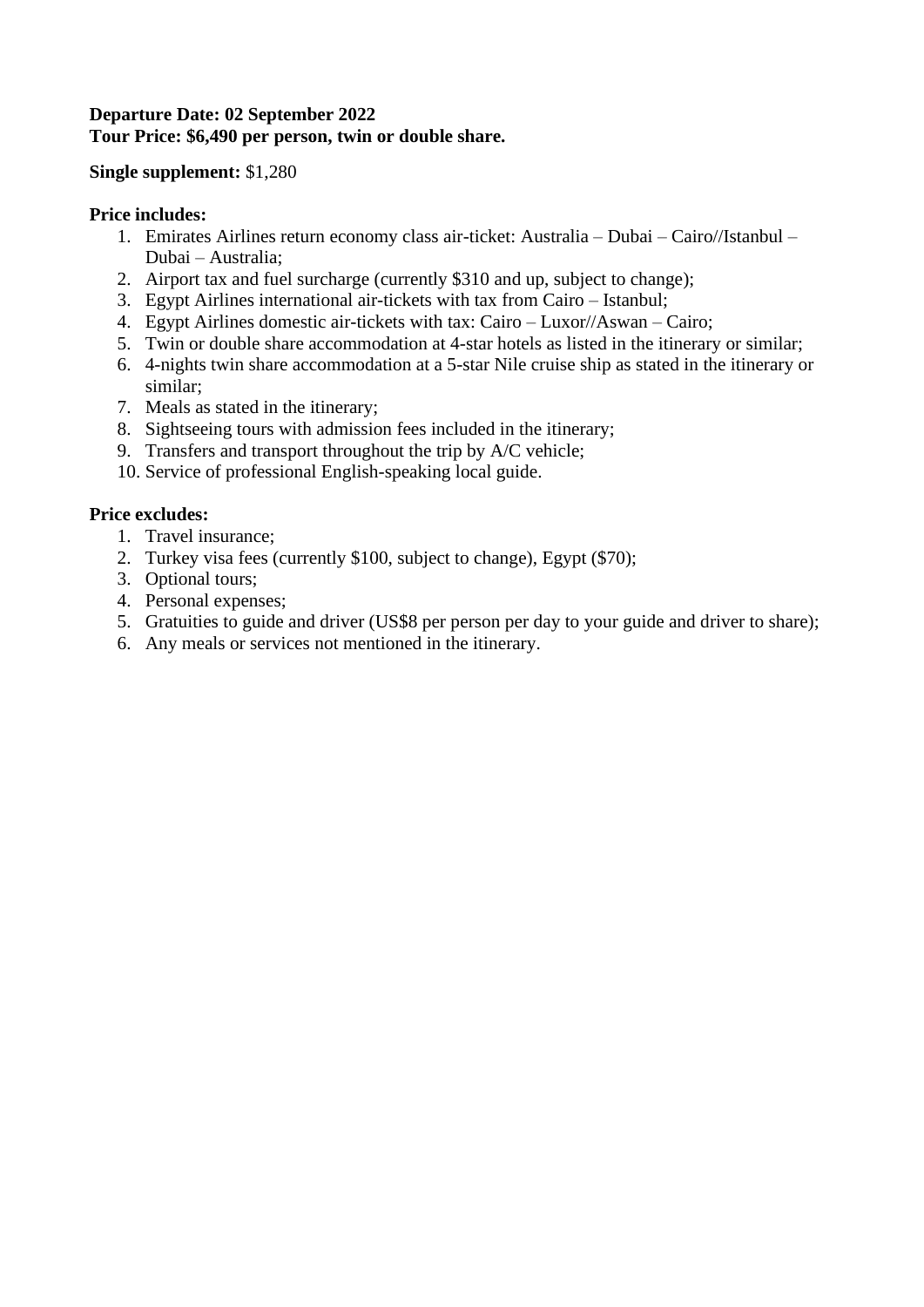**Departure Date: 02 September 2022**
**Tour Price: $6,490 per person, twin or double share.**

**Single supplement:** $1,280

**Price includes:**

1. Emirates Airlines return economy class air-ticket: Australia – Dubai – Cairo//Istanbul – Dubai – Australia;
2. Airport tax and fuel surcharge (currently $310 and up, subject to change);
3. Egypt Airlines international air-tickets with tax from Cairo – Istanbul;
4. Egypt Airlines domestic air-tickets with tax: Cairo – Luxor//Aswan – Cairo;
5. Twin or double share accommodation at 4-star hotels as listed in the itinerary or similar;
6. 4-nights twin share accommodation at a 5-star Nile cruise ship as stated in the itinerary or similar;
7. Meals as stated in the itinerary;
8. Sightseeing tours with admission fees included in the itinerary;
9. Transfers and transport throughout the trip by A/C vehicle;
10. Service of professional English-speaking local guide.

**Price excludes:**

1. Travel insurance;
2. Turkey visa fees (currently $100, subject to change), Egypt ($70);
3. Optional tours;
4. Personal expenses;
5. Gratuities to guide and driver (US$8 per person per day to your guide and driver to share);
6. Any meals or services not mentioned in the itinerary.